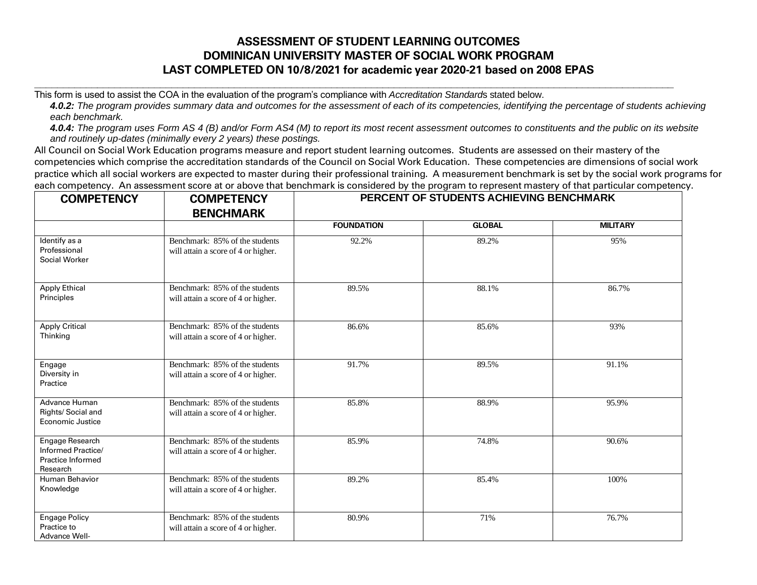# ASSESSMENT OF STUDENT LEARNING OUTCOMES
# DOMINICAN UNIVERSITY MASTER OF SOCIAL WORK PROGRAM
# LAST COMPLETED ON 10/8/2021 for academic year 2020-21 based on 2008 EPAS

This form is used to assist the COA in the evaluation of the program's compliance with *Accreditation Standards* stated below.

*__4.0.2:__ The program provides summary data and outcomes for the assessment of each of its competencies, identifying the percentage of students achieving each benchmark.*

*__4.0.4:__ The program uses Form AS 4 (B) and/or Form AS4 (M) to report its most recent assessment outcomes to constituents and the public on its website and routinely up-dates (minimally every 2 years) these postings.*

All Council on Social Work Education programs measure and report student learning outcomes. Students are assessed on their mastery of the competencies which comprise the accreditation standards of the Council on Social Work Education. These competencies are dimensions of social work practice which all social workers are expected to master during their professional training. A measurement benchmark is set by the social work programs for each competency. An assessment score at or above that benchmark is considered by the program to represent mastery of that particular competency.

| COMPETENCY | COMPETENCY BENCHMARK | PERCENT OF STUDENTS ACHIEVING BENCHMARK | | |
|---|---|---|---|---|
| | | FOUNDATION | GLOBAL | MILITARY |
| Identify as a Professional Social Worker | Benchmark: 85% of the students will attain a score of 4 or higher. | 92.2% | 89.2% | 95% |
| Apply Ethical Principles | Benchmark: 85% of the students will attain a score of 4 or higher. | 89.5% | 88.1% | 86.7% |
| Apply Critical Thinking | Benchmark: 85% of the students will attain a score of 4 or higher. | 86.6% | 85.6% | 93% |
| Engage Diversity in Practice | Benchmark: 85% of the students will attain a score of 4 or higher. | 91.7% | 89.5% | 91.1% |
| Advance Human Rights/ Social and Economic Justice | Benchmark: 85% of the students will attain a score of 4 or higher. | 85.8% | 88.9% | 95.9% |
| Engage Research Informed Practice/ Practice Informed Research | Benchmark: 85% of the students will attain a score of 4 or higher. | 85.9% | 74.8% | 90.6% |
| Human Behavior Knowledge | Benchmark: 85% of the students will attain a score of 4 or higher. | 89.2% | 85.4% | 100% |
| Engage Policy Practice to Advance Well- | Benchmark: 85% of the students will attain a score of 4 or higher. | 80.9% | 71% | 76.7% |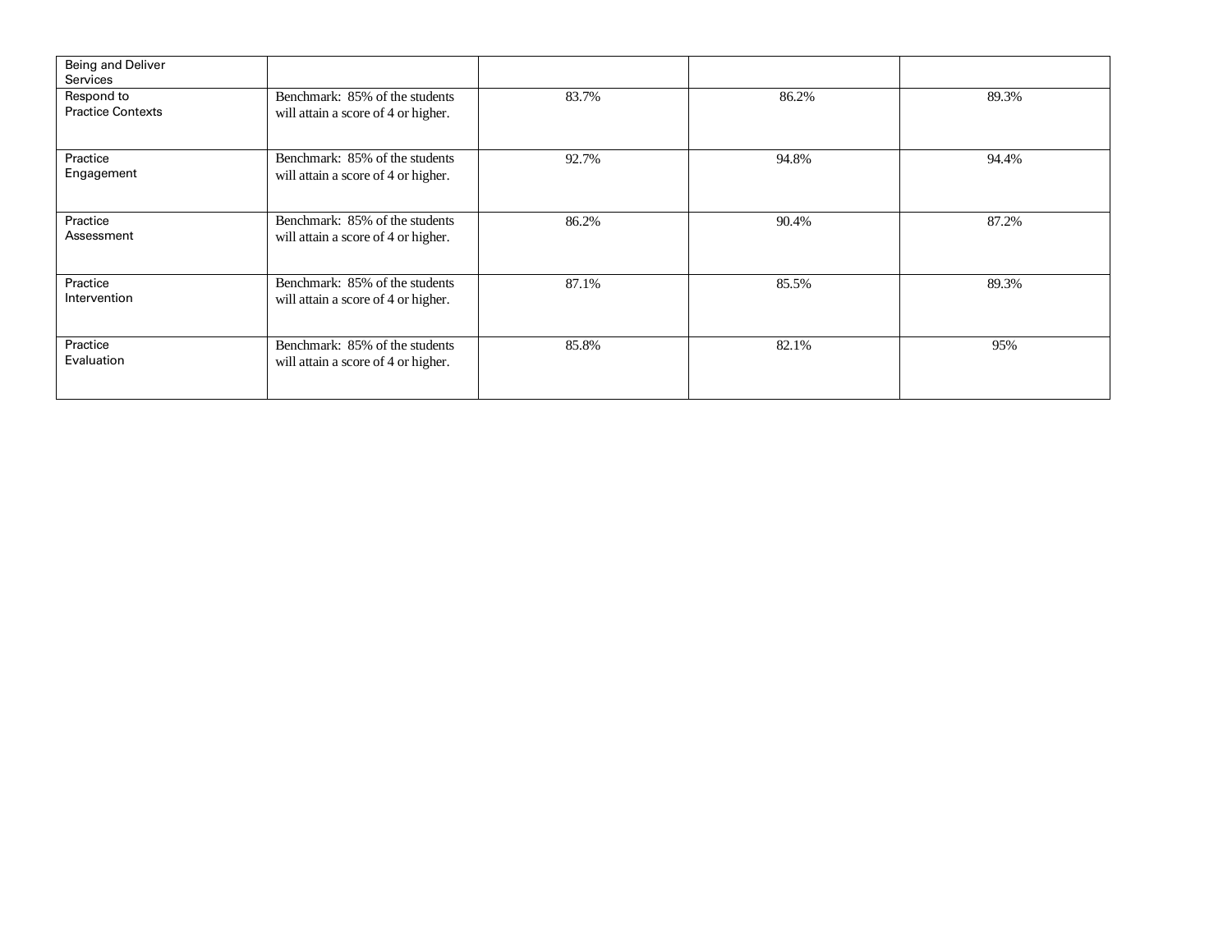| | | | | |
|---|---|---|---|---|
| Being and Deliver Services | | | | |
| Respond to Practice Contexts | Benchmark: 85% of the students will attain a score of 4 or higher. | 83.7% | 86.2% | 89.3% |
| Practice Engagement | Benchmark: 85% of the students will attain a score of 4 or higher. | 92.7% | 94.8% | 94.4% |
| Practice Assessment | Benchmark: 85% of the students will attain a score of 4 or higher. | 86.2% | 90.4% | 87.2% |
| Practice Intervention | Benchmark: 85% of the students will attain a score of 4 or higher. | 87.1% | 85.5% | 89.3% |
| Practice Evaluation | Benchmark: 85% of the students will attain a score of 4 or higher. | 85.8% | 82.1% | 95% |